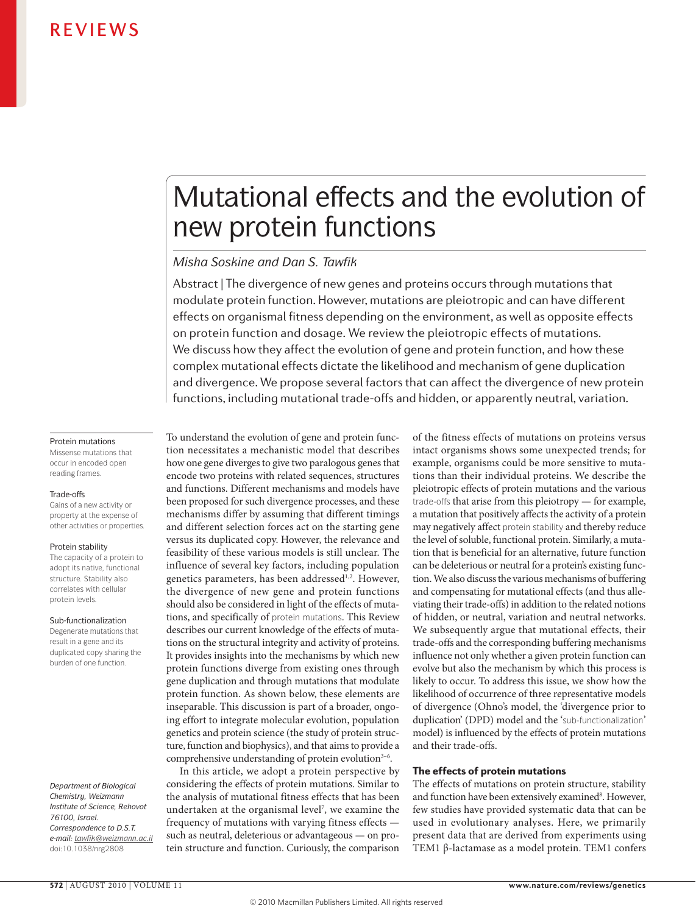# Mutational effects and the evolution of new protein functions

*Misha Soskine and Dan S. Tawfik*

Abstract | The divergence of new genes and proteins occurs through mutations that modulate protein function. However, mutations are pleiotropic and can have different effects on organismal fitness depending on the environment, as well as opposite effects on protein function and dosage. We review the pleiotropic effects of mutations. We discuss how they affect the evolution of gene and protein function, and how these complex mutational effects dictate the likelihood and mechanism of gene duplication and divergence. We propose several factors that can affect the divergence of new protein functions, including mutational trade-offs and hidden, or apparently neutral, variation.

**Protein mutations**
Missense mutations that occur in encoded open reading frames.

**Trade-offs**
Gains of a new activity or property at the expense of other activities or properties.

**Protein stability**
The capacity of a protein to adopt its native, functional structure. Stability also correlates with cellular protein levels.

**Sub-functionalization**
Degenerate mutations that result in a gene and its duplicated copy sharing the burden of one function.

*Department of Biological Chemistry, Weizmann Institute of Science, Rehovot 76100, Israel.*
*Correspondence to D.S.T.*
*e-mail: tawfik@weizmann.ac.il*
doi:10.1038/nrg2808

To understand the evolution of gene and protein function necessitates a mechanistic model that describes how one gene diverges to give two paralogous genes that encode two proteins with related sequences, structures and functions. Different mechanisms and models have been proposed for such divergence processes, and these mechanisms differ by assuming that different timings and different selection forces act on the starting gene versus its duplicated copy. However, the relevance and feasibility of these various models is still unclear. The influence of several key factors, including population genetics parameters, has been addressed[1,2]. However, the divergence of new gene and protein functions should also be considered in light of the effects of mutations, and specifically of protein mutations. This Review describes our current knowledge of the effects of mutations on the structural integrity and activity of proteins. It provides insights into the mechanisms by which new protein functions diverge from existing ones through gene duplication and through mutations that modulate protein function. As shown below, these elements are inseparable. This discussion is part of a broader, ongoing effort to integrate molecular evolution, population genetics and protein science (the study of protein structure, function and biophysics), and that aims to provide a comprehensive understanding of protein evolution[3–6].

In this article, we adopt a protein perspective by considering the effects of protein mutations. Similar to the analysis of mutational fitness effects that has been undertaken at the organismal level[7], we examine the frequency of mutations with varying fitness effects — such as neutral, deleterious or advantageous — on protein structure and function. Curiously, the comparison of the fitness effects of mutations on proteins versus intact organisms shows some unexpected trends; for example, organisms could be more sensitive to mutations than their individual proteins. We describe the pleiotropic effects of protein mutations and the various trade-offs that arise from this pleiotropy — for example, a mutation that positively affects the activity of a protein may negatively affect protein stability and thereby reduce the level of soluble, functional protein. Similarly, a mutation that is beneficial for an alternative, future function can be deleterious or neutral for a protein's existing function. We also discuss the various mechanisms of buffering and compensating for mutational effects (and thus alleviating their trade-offs) in addition to the related notions of hidden, or neutral, variation and neutral networks. We subsequently argue that mutational effects, their trade-offs and the corresponding buffering mechanisms influence not only whether a given protein function can evolve but also the mechanism by which this process is likely to occur. To address this issue, we show how the likelihood of occurrence of three representative models of divergence (Ohno's model, the 'divergence prior to duplication' (DPD) model and the 'sub-functionalization' model) is influenced by the effects of protein mutations and their trade-offs.

## The effects of protein mutations

The effects of mutations on protein structure, stability and function have been extensively examined[8]. However, few studies have provided systematic data that can be used in evolutionary analyses. Here, we primarily present data that are derived from experiments using TEM1 β-lactamase as a model protein. TEM1 confers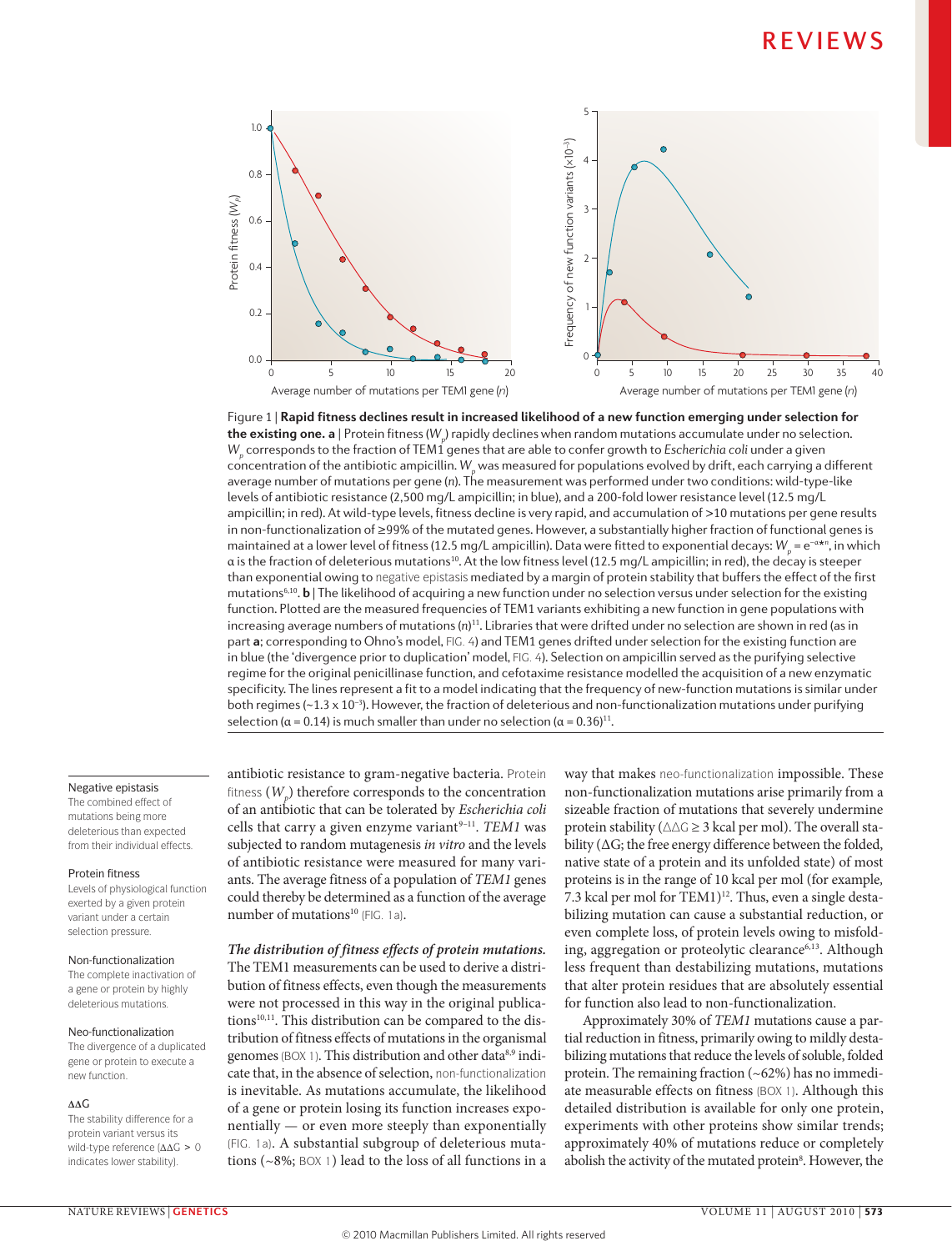Figure 1 | **Rapid fitness declines result in increased likelihood of a new function emerging under selection for the existing one. a** | Protein fitness ($W_p$) rapidly declines when random mutations accumulate under no selection. $W_p$ corresponds to the fraction of TEM1 genes that are able to confer growth to *Escherichia coli* under a given concentration of the antibiotic ampicillin. $W_p$ was measured for populations evolved by drift, each carrying a different average number of mutations per gene (*n*). The measurement was performed under two conditions: wild-type-like levels of antibiotic resistance (2,500 mg/L ampicillin; in blue), and a 200-fold lower resistance level (12.5 mg/L ampicillin; in red). At wild-type levels, fitness decline is very rapid, and accumulation of >10 mutations per gene results in non-functionalization of ≥99% of the mutated genes. However, a substantially higher fraction of functional genes is maintained at a lower level of fitness (12.5 mg/L ampicillin). Data were fitted to exponential decays: $W_p = e^{-\alpha * n}$, in which α is the fraction of deleterious mutations[10]. At the low fitness level (12.5 mg/L ampicillin; in red), the decay is steeper than exponential owing to negative epistasis mediated by a margin of protein stability that buffers the effect of the first mutations[6,10]. **b** | The likelihood of acquiring a new function under no selection versus under selection for the existing function. Plotted are the measured frequencies of TEM1 variants exhibiting a new function in gene populations with increasing average numbers of mutations (*n*)[11]. Libraries that were drifted under no selection are shown in red (as in part **a**; corresponding to Ohno's model, FIG. 4) and TEM1 genes drifted under selection for the existing function are in blue (the 'divergence prior to duplication' model, FIG. 4). Selection on ampicillin served as the purifying selective regime for the original penicillinase function, and cefotaxime resistance modelled the acquisition of a new enzymatic specificity. The lines represent a fit to a model indicating that the frequency of new-function mutations is similar under both regimes (~1.3 x $10^{-3}$). However, the fraction of deleterious and non-functionalization mutations under purifying selection (α = 0.14) is much smaller than under no selection (α = 0.36)[11].

antibiotic resistance to gram-negative bacteria. Protein fitness ($W_p$) therefore corresponds to the concentration of an antibiotic that can be tolerated by *Escherichia coli* cells that carry a given enzyme variant[9–11]. *TEM1* was subjected to random mutagenesis *in vitro* and the levels of antibiotic resistance were measured for many variants. The average fitness of a population of *TEM1* genes could thereby be determined as a function of the average number of mutations[10] (FIG. 1a).

***The distribution of fitness effects of protein mutations.*** The TEM1 measurements can be used to derive a distribution of fitness effects, even though the measurements were not processed in this way in the original publications[10,11]. This distribution can be compared to the distribution of fitness effects of mutations in the organismal genomes (BOX 1). This distribution and other data[8,9] indicate that, in the absence of selection, non-functionalization is inevitable. As mutations accumulate, the likelihood of a gene or protein losing its function increases exponentially — or even more steeply than exponentially (FIG. 1a). A substantial subgroup of deleterious mutations (~8%; BOX 1) lead to the loss of all functions in a way that makes neo-functionalization impossible. These non-functionalization mutations arise primarily from a sizeable fraction of mutations that severely undermine protein stability (ΔΔG ≥ 3 kcal per mol). The overall stability (ΔG; the free energy difference between the folded, native state of a protein and its unfolded state) of most proteins is in the range of 10 kcal per mol (for example, 7.3 kcal per mol for TEM1)[12]. Thus, even a single destabilizing mutation can cause a substantial reduction, or even complete loss, of protein levels owing to misfolding, aggregation or proteolytic clearance[6,13]. Although less frequent than destabilizing mutations, mutations that alter protein residues that are absolutely essential for function also lead to non-functionalization.

Approximately 30% of *TEM1* mutations cause a partial reduction in fitness, primarily owing to mildly destabilizing mutations that reduce the levels of soluble, folded protein. The remaining fraction (~62%) has no immediate measurable effects on fitness (BOX 1). Although this detailed distribution is available for only one protein, experiments with other proteins show similar trends; approximately 40% of mutations reduce or completely abolish the activity of the mutated protein[8]. However, the

**Negative epistasis**
The combined effect of mutations being more deleterious than expected from their individual effects.

**Protein fitness**
Levels of physiological function exerted by a given protein variant under a certain selection pressure.

**Non-functionalization**
The complete inactivation of a gene or protein by highly deleterious mutations.

**Neo-functionalization**
The divergence of a duplicated gene or protein to execute a new function.

**ΔΔG**
The stability difference for a protein variant versus its wild-type reference (ΔΔG > 0 indicates lower stability).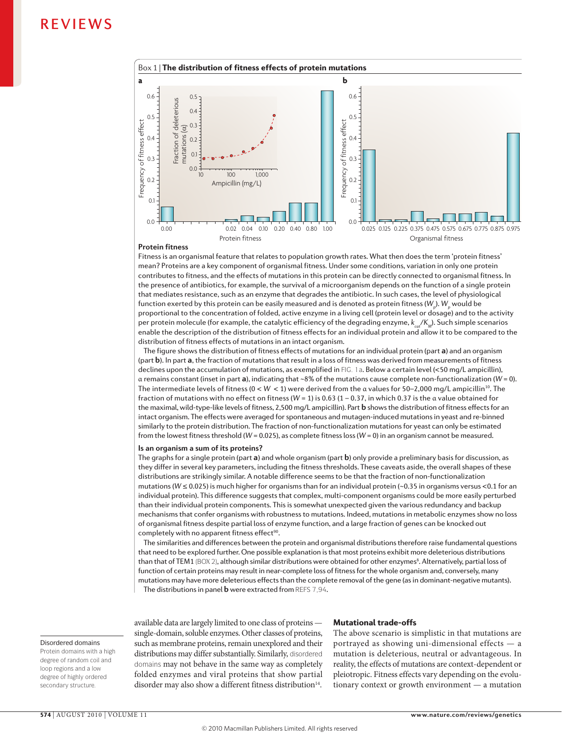Box 1 | **The distribution of fitness effects of protein mutations**

### Protein fitness

Fitness is an organismal feature that relates to population growth rates. What then does the term 'protein fitness' mean? Proteins are a key component of organismal fitness. Under some conditions, variation in only one protein contributes to fitness, and the effects of mutations in this protein can be directly connected to organismal fitness. In the presence of antibiotics, for example, the survival of a microorganism depends on the function of a single protein that mediates resistance, such as an enzyme that degrades the antibiotic. In such cases, the level of physiological function exerted by this protein can be easily measured and is denoted as protein fitness ($W_p$). $W_p$ would be proportional to the concentration of folded, active enzyme in a living cell (protein level or dosage) and to the activity per protein molecule (for example, the catalytic efficiency of the degrading enzyme, $k_{cat}/K_M$). Such simple scenarios enable the description of the distribution of fitness effects for an individual protein and allow it to be compared to the distribution of fitness effects of mutations in an intact organism.

The figure shows the distribution of fitness effects of mutations for an individual protein (part **a**) and an organism (part **b**). In part **a**, the fraction of mutations that result in a loss of fitness was derived from measurements of fitness declines upon the accumulation of mutations, as exemplified in FIG. 1a. Below a certain level (<50 mg/L ampicillin), α remains constant (inset in part **a**), indicating that ~8% of the mutations cause complete non-functionalization ($W = 0$). The intermediate levels of fitness ($0 < W < 1$) were derived from the α values for 50–2,000 mg/L ampicillin[10]. The fraction of mutations with no effect on fitness ($W = 1$) is 0.63 (1 – 0.37, in which 0.37 is the α value obtained for the maximal, wild-type-like levels of fitness, 2,500 mg/L ampicillin). Part **b** shows the distribution of fitness effects for an intact organism. The effects were averaged for spontaneous and mutagen-induced mutations in yeast and re-binned similarly to the protein distribution. The fraction of non-functionalization mutations for yeast can only be estimated from the lowest fitness threshold ($W = 0.025$), as complete fitness loss ($W = 0$) in an organism cannot be measured.

### Is an organism a sum of its proteins?

The graphs for a single protein (part **a**) and whole organism (part **b**) only provide a preliminary basis for discussion, as they differ in several key parameters, including the fitness thresholds. These caveats aside, the overall shapes of these distributions are strikingly similar. A notable difference seems to be that the fraction of non-functionalization mutations ($W \leq 0.025$) is much higher for organisms than for an individual protein (~0.35 in organisms versus <0.1 for an individual protein). This difference suggests that complex, multi-component organisms could be more easily perturbed than their individual protein components. This is somewhat unexpected given the various redundancy and backup mechanisms that confer organisms with robustness to mutations. Indeed, mutations in metabolic enzymes show no loss of organismal fitness despite partial loss of enzyme function, and a large fraction of genes can be knocked out completely with no apparent fitness effect[90].

The similarities and differences between the protein and organismal distributions therefore raise fundamental questions that need to be explored further. One possible explanation is that most proteins exhibit more deleterious distributions than that of TEM1 (BOX 2), although similar distributions were obtained for other enzymes[8]. Alternatively, partial loss of function of certain proteins may result in near-complete loss of fitness for the whole organism and, conversely, many mutations may have more deleterious effects than the complete removal of the gene (as in dominant-negative mutants).

The distributions in panel **b** were extracted from REFS 7,94.

available data are largely limited to one class of proteins — single-domain, soluble enzymes. Other classes of proteins, such as membrane proteins, remain unexplored and their distributions may differ substantially. Similarly, disordered domains may not behave in the same way as completely folded enzymes and viral proteins that show partial disorder may also show a different fitness distribution[14].

**Disordered domains**
Protein domains with a high degree of random coil and loop regions and a low degree of highly ordered secondary structure.

## Mutational trade-offs

The above scenario is simplistic in that mutations are portrayed as showing uni-dimensional effects — a mutation is deleterious, neutral or advantageous. In reality, the effects of mutations are context-dependent or pleiotropic. Fitness effects vary depending on the evolutionary context or growth environment — a mutation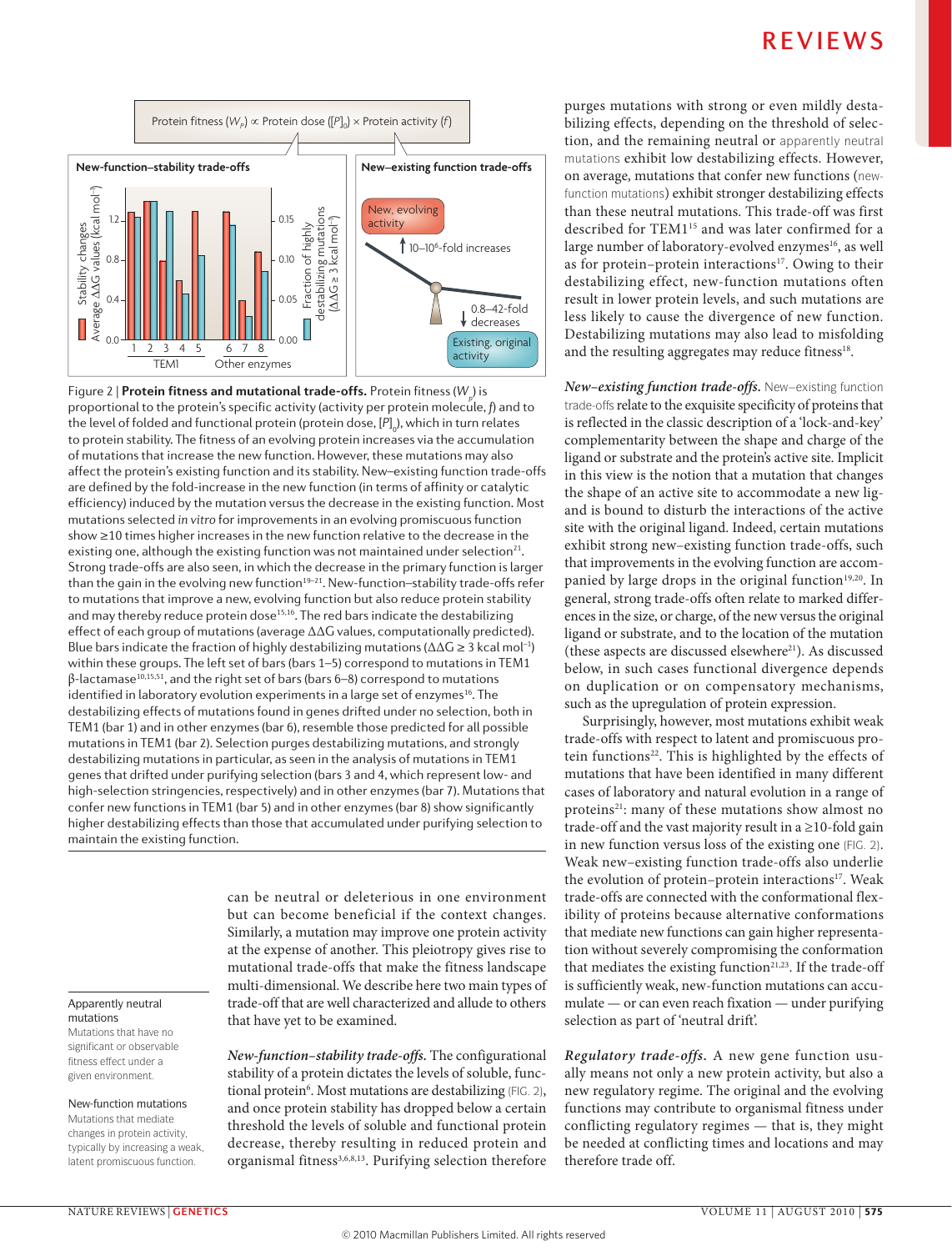Figure 2 | **Protein fitness and mutational trade-offs.** Protein fitness ($W_p$) is proportional to the protein's specific activity (activity per protein molecule, $f$) and to the level of folded and functional protein (protein dose, $[P]_0$), which in turn relates to protein stability. The fitness of an evolving protein increases via the accumulation of mutations that increase the new function. However, these mutations may also affect the protein's existing function and its stability. New–existing function trade-offs are defined by the fold-increase in the new function (in terms of affinity or catalytic efficiency) induced by the mutation versus the decrease in the existing function. Most mutations selected *in vitro* for improvements in an evolving promiscuous function show ≥10 times higher increases in the new function relative to the decrease in the existing one, although the existing function was not maintained under selection[21]. Strong trade-offs are also seen, in which the decrease in the primary function is larger than the gain in the evolving new function[19–21]. New-function–stability trade-offs refer to mutations that improve a new, evolving function but also reduce protein stability and may thereby reduce protein dose[15,16]. The red bars indicate the destabilizing effect of each group of mutations (average ΔΔG values, computationally predicted). Blue bars indicate the fraction of highly destabilizing mutations (ΔΔG ≥ 3 kcal mol$^{-1}$) within these groups. The left set of bars (bars 1–5) correspond to mutations in TEM1 β-lactamase[10,15,51], and the right set of bars (bars 6–8) correspond to mutations identified in laboratory evolution experiments in a large set of enzymes[16]. The destabilizing effects of mutations found in genes drifted under no selection, both in TEM1 (bar 1) and in other enzymes (bar 6), resemble those predicted for all possible mutations in TEM1 (bar 2). Selection purges destabilizing mutations, and strongly destabilizing mutations in particular, as seen in the analysis of mutations in TEM1 genes that drifted under purifying selection (bars 3 and 4, which represent low- and high-selection stringencies, respectively) and in other enzymes (bar 7). Mutations that confer new functions in TEM1 (bar 5) and in other enzymes (bar 8) show significantly higher destabilizing effects than those that accumulated under purifying selection to maintain the existing function.

**Apparently neutral mutations**
Mutations that have no significant or observable fitness effect under a given environment.

**New-function mutations**
Mutations that mediate changes in protein activity, typically by increasing a weak, latent promiscuous function.

can be neutral or deleterious in one environment but can become beneficial if the context changes. Similarly, a mutation may improve one protein activity at the expense of another. This pleiotropy gives rise to mutational trade-offs that make the fitness landscape multi-dimensional. We describe here two main types of trade-off that are well characterized and allude to others that have yet to be examined.

***New-function–stability trade-offs.*** The configurational stability of a protein dictates the levels of soluble, functional protein[6]. Most mutations are destabilizing (FIG. 2), and once protein stability has dropped below a certain threshold the levels of soluble and functional protein decrease, thereby resulting in reduced protein and organismal fitness[3,6,8,13]. Purifying selection therefore purges mutations with strong or even mildly destabilizing effects, depending on the threshold of selection, and the remaining neutral or apparently neutral mutations exhibit low destabilizing effects. However, on average, mutations that confer new functions (new-function mutations) exhibit stronger destabilizing effects than these neutral mutations. This trade-off was first described for TEM1[15] and was later confirmed for a large number of laboratory-evolved enzymes[16], as well as for protein–protein interactions[17]. Owing to their destabilizing effect, new-function mutations often result in lower protein levels, and such mutations are less likely to cause the divergence of new function. Destabilizing mutations may also lead to misfolding and the resulting aggregates may reduce fitness[18].

***New–existing function trade-offs.*** New–existing function trade-offs relate to the exquisite specificity of proteins that is reflected in the classic description of a 'lock-and-key' complementarity between the shape and charge of the ligand or substrate and the protein's active site. Implicit in this view is the notion that a mutation that changes the shape of an active site to accommodate a new ligand is bound to disturb the interactions of the active site with the original ligand. Indeed, certain mutations exhibit strong new–existing function trade-offs, such that improvements in the evolving function are accompanied by large drops in the original function[19,20]. In general, strong trade-offs often relate to marked differences in the size, or charge, of the new versus the original ligand or substrate, and to the location of the mutation (these aspects are discussed elsewhere[21]). As discussed below, in such cases functional divergence depends on duplication or on compensatory mechanisms, such as the upregulation of protein expression.

Surprisingly, however, most mutations exhibit weak trade-offs with respect to latent and promiscuous protein functions[22]. This is highlighted by the effects of mutations that have been identified in many different cases of laboratory and natural evolution in a range of proteins[21]: many of these mutations show almost no trade-off and the vast majority result in a ≥10-fold gain in new function versus loss of the existing one (FIG. 2). Weak new–existing function trade-offs also underlie the evolution of protein–protein interactions[17]. Weak trade-offs are connected with the conformational flexibility of proteins because alternative conformations that mediate new functions can gain higher representation without severely compromising the conformation that mediates the existing function[21,23]. If the trade-off is sufficiently weak, new-function mutations can accumulate — or can even reach fixation — under purifying selection as part of 'neutral drift'.

***Regulatory trade-offs.*** A new gene function usually means not only a new protein activity, but also a new regulatory regime. The original and the evolving functions may contribute to organismal fitness under conflicting regulatory regimes — that is, they might be needed at conflicting times and locations and may therefore trade off.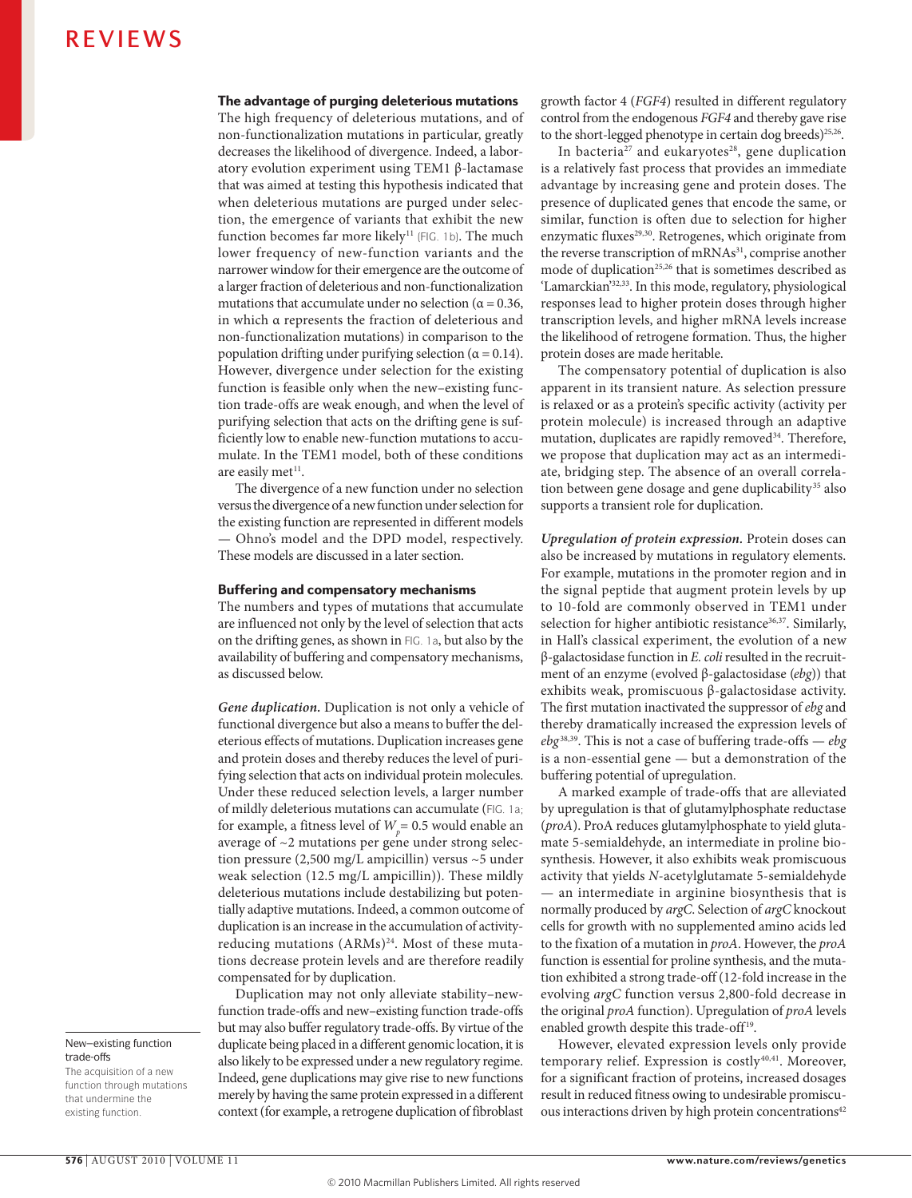## The advantage of purging deleterious mutations

The high frequency of deleterious mutations, and of non-functionalization mutations in particular, greatly decreases the likelihood of divergence. Indeed, a laboratory evolution experiment using TEM1 β-lactamase that was aimed at testing this hypothesis indicated that when deleterious mutations are purged under selection, the emergence of variants that exhibit the new function becomes far more likely[11] (FIG. 1b). The much lower frequency of new-function variants and the narrower window for their emergence are the outcome of a larger fraction of deleterious and non-functionalization mutations that accumulate under no selection ($\alpha = 0.36$, in which α represents the fraction of deleterious and non-functionalization mutations) in comparison to the population drifting under purifying selection ($\alpha = 0.14$). However, divergence under selection for the existing function is feasible only when the new–existing function trade-offs are weak enough, and when the level of purifying selection that acts on the drifting gene is sufficiently low to enable new-function mutations to accumulate. In the TEM1 model, both of these conditions are easily met[11].

The divergence of a new function under no selection versus the divergence of a new function under selection for the existing function are represented in different models — Ohno's model and the DPD model, respectively. These models are discussed in a later section.

## Buffering and compensatory mechanisms

The numbers and types of mutations that accumulate are influenced not only by the level of selection that acts on the drifting genes, as shown in FIG. 1a, but also by the availability of buffering and compensatory mechanisms, as discussed below.

***Gene duplication.*** Duplication is not only a vehicle of functional divergence but also a means to buffer the deleterious effects of mutations. Duplication increases gene and protein doses and thereby reduces the level of purifying selection that acts on individual protein molecules. Under these reduced selection levels, a larger number of mildly deleterious mutations can accumulate (FIG. 1a; for example, a fitness level of $W_p = 0.5$ would enable an average of ~2 mutations per gene under strong selection pressure (2,500 mg/L ampicillin) versus ~5 under weak selection (12.5 mg/L ampicillin)). These mildly deleterious mutations include destabilizing but potentially adaptive mutations. Indeed, a common outcome of duplication is an increase in the accumulation of activity-reducing mutations (ARMs)[24]. Most of these mutations decrease protein levels and are therefore readily compensated for by duplication.

Duplication may not only alleviate stability–new-function trade-offs and new–existing function trade-offs but may also buffer regulatory trade-offs. By virtue of the duplicate being placed in a different genomic location, it is also likely to be expressed under a new regulatory regime. Indeed, gene duplications may give rise to new functions merely by having the same protein expressed in a different context (for example, a retrogene duplication of fibroblast growth factor 4 (*FGF4*) resulted in different regulatory control from the endogenous *FGF4* and thereby gave rise to the short-legged phenotype in certain dog breeds)[25,26].

In bacteria[27] and eukaryotes[28], gene duplication is a relatively fast process that provides an immediate advantage by increasing gene and protein doses. The presence of duplicated genes that encode the same, or similar, function is often due to selection for higher enzymatic fluxes[29,30]. Retrogenes, which originate from the reverse transcription of mRNAs[31], comprise another mode of duplication[25,26] that is sometimes described as 'Lamarckian'[32,33]. In this mode, regulatory, physiological responses lead to higher protein doses through higher transcription levels, and higher mRNA levels increase the likelihood of retrogene formation. Thus, the higher protein doses are made heritable.

The compensatory potential of duplication is also apparent in its transient nature. As selection pressure is relaxed or as a protein's specific activity (activity per protein molecule) is increased through an adaptive mutation, duplicates are rapidly removed[34]. Therefore, we propose that duplication may act as an intermediate, bridging step. The absence of an overall correlation between gene dosage and gene duplicability[35] also supports a transient role for duplication.

***Upregulation of protein expression.*** Protein doses can also be increased by mutations in regulatory elements. For example, mutations in the promoter region and in the signal peptide that augment protein levels by up to 10-fold are commonly observed in TEM1 under selection for higher antibiotic resistance[36,37]. Similarly, in Hall's classical experiment, the evolution of a new β-galactosidase function in *E. coli* resulted in the recruitment of an enzyme (evolved β-galactosidase (*ebg*)) that exhibits weak, promiscuous β-galactosidase activity. The first mutation inactivated the suppressor of *ebg* and thereby dramatically increased the expression levels of *ebg*[38,39]. This is not a case of buffering trade-offs — *ebg* is a non-essential gene — but a demonstration of the buffering potential of upregulation.

A marked example of trade-offs that are alleviated by upregulation is that of glutamylphosphate reductase (*proA*). ProA reduces glutamylphosphate to yield glutamate 5-semialdehyde, an intermediate in proline biosynthesis. However, it also exhibits weak promiscuous activity that yields *N*-acetylglutamate 5-semialdehyde — an intermediate in arginine biosynthesis that is normally produced by *argC*. Selection of *argC* knockout cells for growth with no supplemented amino acids led to the fixation of a mutation in *proA*. However, the *proA* function is essential for proline synthesis, and the mutation exhibited a strong trade-off (12-fold increase in the evolving *argC* function versus 2,800-fold decrease in the original *proA* function). Upregulation of *proA* levels enabled growth despite this trade-off[19].

However, elevated expression levels only provide temporary relief. Expression is costly[40,41]. Moreover, for a significant fraction of proteins, increased dosages result in reduced fitness owing to undesirable promiscuous interactions driven by high protein concentrations[42]

**New–existing function trade-offs**
The acquisition of a new function through mutations that undermine the existing function.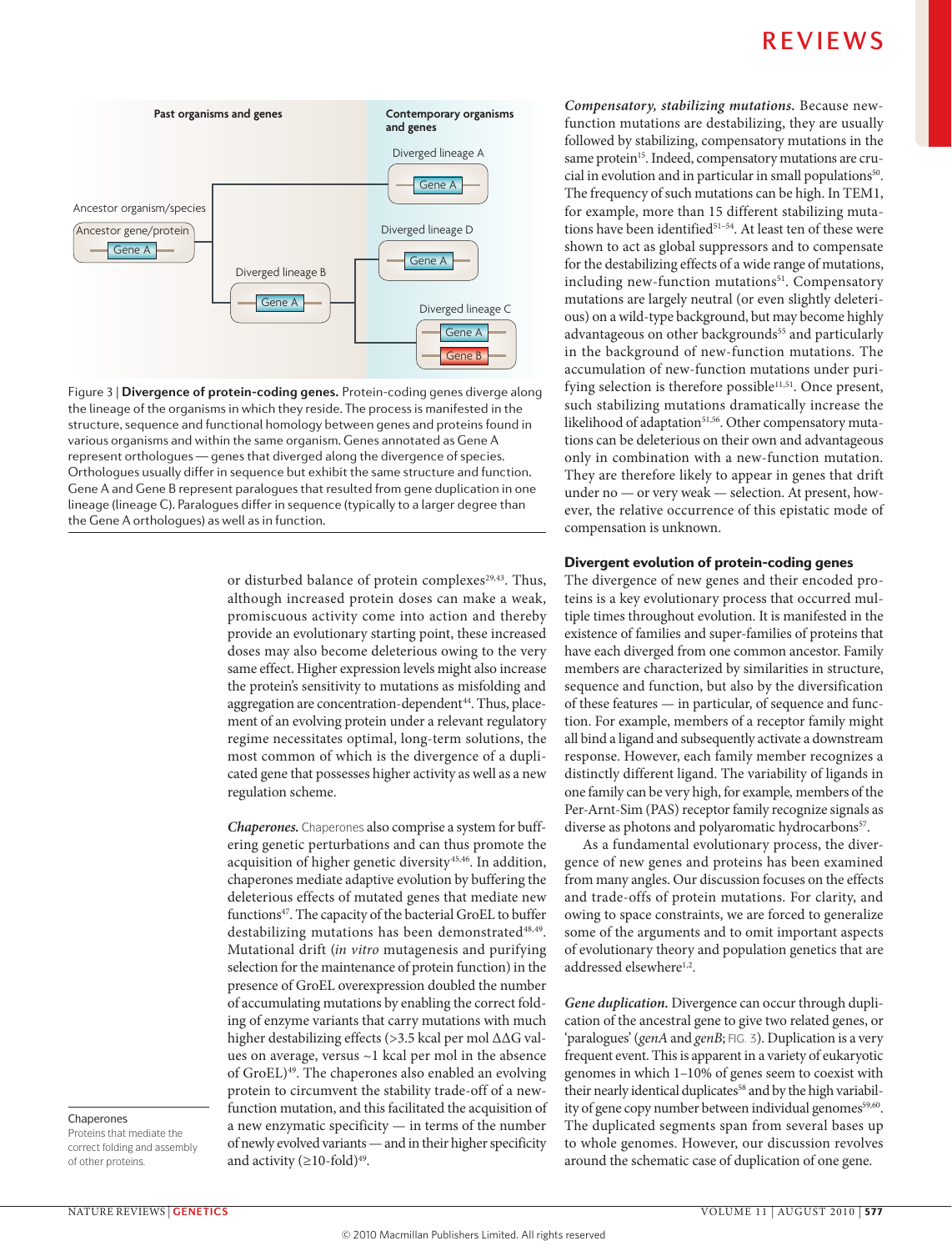Figure 3 | **Divergence of protein-coding genes.** Protein-coding genes diverge along the lineage of the organisms in which they reside. The process is manifested in the structure, sequence and functional homology between genes and proteins found in various organisms and within the same organism. Genes annotated as Gene A represent orthologues — genes that diverged along the divergence of species. Orthologues usually differ in sequence but exhibit the same structure and function. Gene A and Gene B represent paralogues that resulted from gene duplication in one lineage (lineage C). Paralogues differ in sequence (typically to a larger degree than the Gene A orthologues) as well as in function.

or disturbed balance of protein complexes[29,43]. Thus, although increased protein doses can make a weak, promiscuous activity come into action and thereby provide an evolutionary starting point, these increased doses may also become deleterious owing to the very same effect. Higher expression levels might also increase the protein's sensitivity to mutations as misfolding and aggregation are concentration-dependent[44]. Thus, placement of an evolving protein under a relevant regulatory regime necessitates optimal, long-term solutions, the most common of which is the divergence of a duplicated gene that possesses higher activity as well as a new regulation scheme.

***Chaperones.*** Chaperones also comprise a system for buffering genetic perturbations and can thus promote the acquisition of higher genetic diversity[45,46]. In addition, chaperones mediate adaptive evolution by buffering the deleterious effects of mutated genes that mediate new functions[47]. The capacity of the bacterial GroEL to buffer destabilizing mutations has been demonstrated[48,49]. Mutational drift (*in vitro* mutagenesis and purifying selection for the maintenance of protein function) in the presence of GroEL overexpression doubled the number of accumulating mutations by enabling the correct folding of enzyme variants that carry mutations with much higher destabilizing effects (>3.5 kcal per mol $\Delta\Delta G$ values on average, versus ~1 kcal per mol in the absence of GroEL)[49]. The chaperones also enabled an evolving protein to circumvent the stability trade-off of a new-function mutation, and this facilitated the acquisition of a new enzymatic specificity — in terms of the number of newly evolved variants — and in their higher specificity and activity (≥10-fold)[49].

Chaperones
Proteins that mediate the correct folding and assembly of other proteins.

***Compensatory, stabilizing mutations.*** Because new-function mutations are destabilizing, they are usually followed by stabilizing, compensatory mutations in the same protein[15]. Indeed, compensatory mutations are crucial in evolution and in particular in small populations[50]. The frequency of such mutations can be high. In TEM1, for example, more than 15 different stabilizing mutations have been identified[51–54]. At least ten of these were shown to act as global suppressors and to compensate for the destabilizing effects of a wide range of mutations, including new-function mutations[51]. Compensatory mutations are largely neutral (or even slightly deleterious) on a wild-type background, but may become highly advantageous on other backgrounds[55] and particularly in the background of new-function mutations. The accumulation of new-function mutations under purifying selection is therefore possible[11,51]. Once present, such stabilizing mutations dramatically increase the likelihood of adaptation[51,56]. Other compensatory mutations can be deleterious on their own and advantageous only in combination with a new-function mutation. They are therefore likely to appear in genes that drift under no — or very weak — selection. At present, however, the relative occurrence of this epistatic mode of compensation is unknown.

## Divergent evolution of protein-coding genes

The divergence of new genes and their encoded proteins is a key evolutionary process that occurred multiple times throughout evolution. It is manifested in the existence of families and super-families of proteins that have each diverged from one common ancestor. Family members are characterized by similarities in structure, sequence and function, but also by the diversification of these features — in particular, of sequence and function. For example, members of a receptor family might all bind a ligand and subsequently activate a downstream response. However, each family member recognizes a distinctly different ligand. The variability of ligands in one family can be very high, for example, members of the Per-Arnt-Sim (PAS) receptor family recognize signals as diverse as photons and polyaromatic hydrocarbons[57].

As a fundamental evolutionary process, the divergence of new genes and proteins has been examined from many angles. Our discussion focuses on the effects and trade-offs of protein mutations. For clarity, and owing to space constraints, we are forced to generalize some of the arguments and to omit important aspects of evolutionary theory and population genetics that are addressed elsewhere[1,2].

***Gene duplication.*** Divergence can occur through duplication of the ancestral gene to give two related genes, or 'paralogues' (*genA* and *genB*; FIG. 3). Duplication is a very frequent event. This is apparent in a variety of eukaryotic genomes in which 1–10% of genes seem to coexist with their nearly identical duplicates[58] and by the high variability of gene copy number between individual genomes[59,60]. The duplicated segments span from several bases up to whole genomes. However, our discussion revolves around the schematic case of duplication of one gene.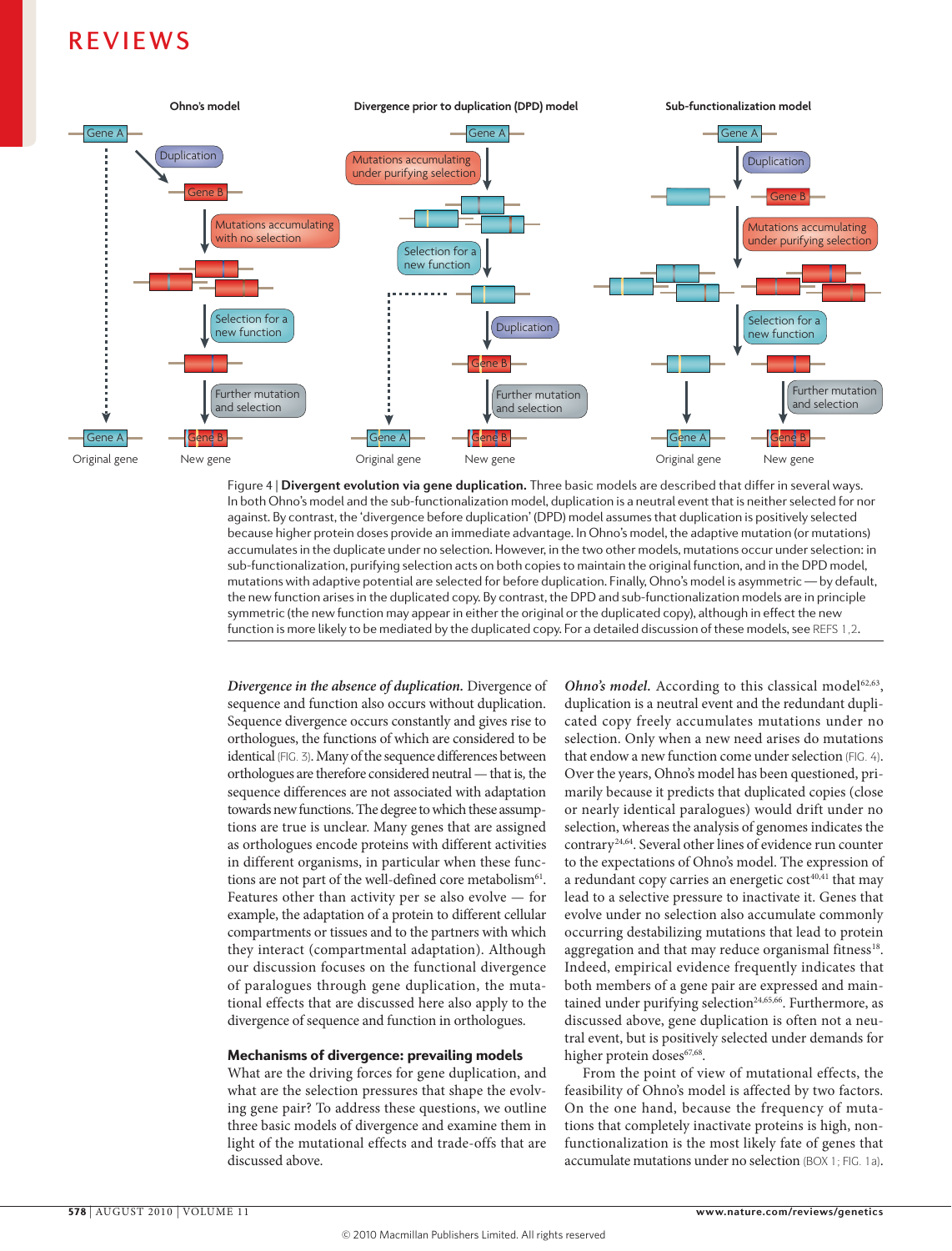Ohno's model

Gene A

Duplication

Gene B

Mutations accumulating with no selection

Selection for a new function

Further mutation and selection

Gene A

Gene B

Original gene

New gene

Divergence prior to duplication (DPD) model

Gene A

Mutations accumulating under purifying selection

Selection for a new function

Duplication

Gene B

Further mutation and selection

Gene A

Gene B

Original gene

New gene

Sub-functionalization model

Gene A

Duplication

Gene B

Mutations accumulating under purifying selection

Selection for a new function

Further mutation and selection

Gene A

Gene B

Original gene

New gene

Figure 4 | **Divergent evolution via gene duplication.** Three basic models are described that differ in several ways. In both Ohno's model and the sub-functionalization model, duplication is a neutral event that is neither selected for nor against. By contrast, the 'divergence before duplication' (DPD) model assumes that duplication is positively selected because higher protein doses provide an immediate advantage. In Ohno's model, the adaptive mutation (or mutations) accumulates in the duplicate under no selection. However, in the two other models, mutations occur under selection: in sub-functionalization, purifying selection acts on both copies to maintain the original function, and in the DPD model, mutations with adaptive potential are selected for before duplication. Finally, Ohno's model is asymmetric — by default, the new function arises in the duplicated copy. By contrast, the DPD and sub-functionalization models are in principle symmetric (the new function may appear in either the original or the duplicated copy), although in effect the new function is more likely to be mediated by the duplicated copy. For a detailed discussion of these models, see REFS 1,2.

*Divergence in the absence of duplication.* Divergence of sequence and function also occurs without duplication. Sequence divergence occurs constantly and gives rise to orthologues, the functions of which are considered to be identical (FIG. 3). Many of the sequence differences between orthologues are therefore considered neutral — that is, the sequence differences are not associated with adaptation towards new functions. The degree to which these assumptions are true is unclear. Many genes that are assigned as orthologues encode proteins with different activities in different organisms, in particular when these functions are not part of the well-defined core metabolism[61]. Features other than activity per se also evolve — for example, the adaptation of a protein to different cellular compartments or tissues and to the partners with which they interact (compartmental adaptation). Although our discussion focuses on the functional divergence of paralogues through gene duplication, the mutational effects that are discussed here also apply to the divergence of sequence and function in orthologues.

## Mechanisms of divergence: prevailing models

What are the driving forces for gene duplication, and what are the selection pressures that shape the evolving gene pair? To address these questions, we outline three basic models of divergence and examine them in light of the mutational effects and trade-offs that are discussed above.

*Ohno's model.* According to this classical model[62,63], duplication is a neutral event and the redundant duplicated copy freely accumulates mutations under no selection. Only when a new need arises do mutations that endow a new function come under selection (FIG. 4). Over the years, Ohno's model has been questioned, primarily because it predicts that duplicated copies (close or nearly identical paralogues) would drift under no selection, whereas the analysis of genomes indicates the contrary[24,64]. Several other lines of evidence run counter to the expectations of Ohno's model. The expression of a redundant copy carries an energetic cost[40,41] that may lead to a selective pressure to inactivate it. Genes that evolve under no selection also accumulate commonly occurring destabilizing mutations that lead to protein aggregation and that may reduce organismal fitness[18]. Indeed, empirical evidence frequently indicates that both members of a gene pair are expressed and maintained under purifying selection[24,65,66]. Furthermore, as discussed above, gene duplication is often not a neutral event, but is positively selected under demands for higher protein doses[67,68].

From the point of view of mutational effects, the feasibility of Ohno's model is affected by two factors. On the one hand, because the frequency of mutations that completely inactivate proteins is high, non-functionalization is the most likely fate of genes that accumulate mutations under no selection (BOX 1; FIG. 1a).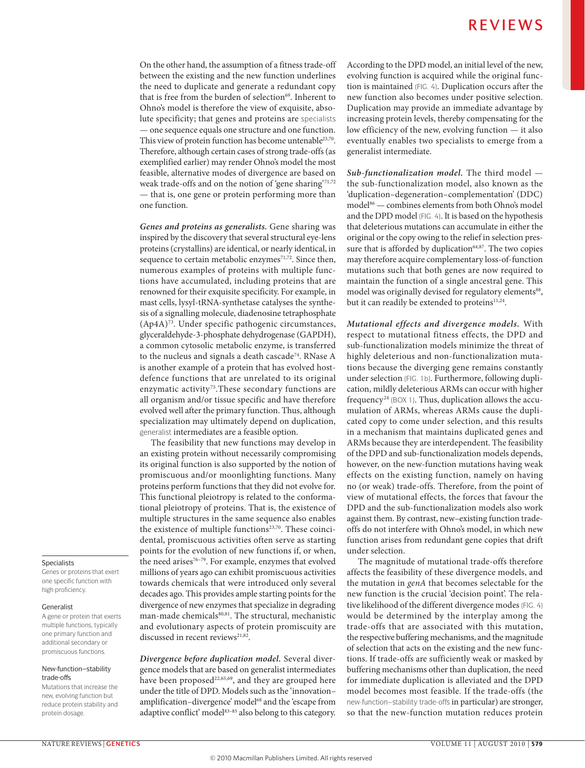On the other hand, the assumption of a fitness trade-off between the existing and the new function underlines the need to duplicate and generate a redundant copy that is free from the burden of selection[69]. Inherent to Ohno's model is therefore the view of exquisite, absolute specificity; that genes and proteins are specialists — one sequence equals one structure and one function. This view of protein function has become untenable[23,70]. Therefore, although certain cases of strong trade-offs (as exemplified earlier) may render Ohno's model the most feasible, alternative modes of divergence are based on weak trade-offs and on the notion of 'gene sharing'[71,72] — that is, one gene or protein performing more than one function.

***Genes and proteins as generalists.*** Gene sharing was inspired by the discovery that several structural eye-lens proteins (crystallins) are identical, or nearly identical, in sequence to certain metabolic enzymes[71,72]. Since then, numerous examples of proteins with multiple functions have accumulated, including proteins that are renowned for their exquisite specificity. For example, in mast cells, lysyl-tRNA-synthetase catalyses the synthesis of a signalling molecule, diadenosine tetraphosphate (Ap4A)[73]. Under specific pathogenic circumstances, glyceraldehyde-3-phosphate dehydrogenase (GAPDH), a common cytosolic metabolic enzyme, is transferred to the nucleus and signals a death cascade[74]. RNase A is another example of a protein that has evolved host-defence functions that are unrelated to its original enzymatic activity[75].These secondary functions are all organism and/or tissue specific and have therefore evolved well after the primary function. Thus, although specialization may ultimately depend on duplication, generalist intermediates are a feasible option.

The feasibility that new functions may develop in an existing protein without necessarily compromising its original function is also supported by the notion of promiscuous and/or moonlighting functions. Many proteins perform functions that they did not evolve for. This functional pleiotropy is related to the conformational pleiotropy of proteins. That is, the existence of multiple structures in the same sequence also enables the existence of multiple functions[23,70]. These coincidental, promiscuous activities often serve as starting points for the evolution of new functions if, or when, the need arises[76–79]. For example, enzymes that evolved millions of years ago can exhibit promiscuous activities towards chemicals that were introduced only several decades ago. This provides ample starting points for the divergence of new enzymes that specialize in degrading man-made chemicals[80,81]. The structural, mechanistic and evolutionary aspects of protein promiscuity are discussed in recent reviews[21,82].

***Divergence before duplication model.*** Several divergence models that are based on generalist intermediates have been proposed[22,65,69], and they are grouped here under the title of DPD. Models such as the 'innovation–amplification–divergence' model[68] and the 'escape from adaptive conflict' model[83–85] also belong to this category. According to the DPD model, an initial level of the new, evolving function is acquired while the original function is maintained (FIG. 4). Duplication occurs after the new function also becomes under positive selection. Duplication may provide an immediate advantage by increasing protein levels, thereby compensating for the low efficiency of the new, evolving function — it also eventually enables two specialists to emerge from a generalist intermediate.

***Sub-functionalization model.*** The third model — the sub-functionalization model, also known as the 'duplication–degeneration–complementation' (DDC) model[86] — combines elements from both Ohno's model and the DPD model (FIG. 4). It is based on the hypothesis that deleterious mutations can accumulate in either the original or the copy owing to the relief in selection pressure that is afforded by duplication[64,87]. The two copies may therefore acquire complementary loss-of-function mutations such that both genes are now required to maintain the function of a single ancestral gene. This model was originally devised for regulatory elements[88], but it can readily be extended to proteins[11,24].

***Mutational effects and divergence models.*** With respect to mutational fitness effects, the DPD and sub-functionalization models minimize the threat of highly deleterious and non-functionalization mutations because the diverging gene remains constantly under selection (FIG. 1b). Furthermore, following duplication, mildly deleterious ARMs can occur with higher frequency[24] (BOX 1). Thus, duplication allows the accumulation of ARMs, whereas ARMs cause the duplicated copy to come under selection, and this results in a mechanism that maintains duplicated genes and ARMs because they are interdependent. The feasibility of the DPD and sub-functionalization models depends, however, on the new-function mutations having weak effects on the existing function, namely on having no (or weak) trade-offs. Therefore, from the point of view of mutational effects, the forces that favour the DPD and the sub-functionalization models also work against them. By contrast, new–existing function trade-offs do not interfere with Ohno's model, in which new function arises from redundant gene copies that drift under selection.

The magnitude of mutational trade-offs therefore affects the feasibility of these divergence models, and the mutation in *genA* that becomes selectable for the new function is the crucial 'decision point'. The relative likelihood of the different divergence modes (FIG. 4) would be determined by the interplay among the trade-offs that are associated with this mutation, the respective buffering mechanisms, and the magnitude of selection that acts on the existing and the new functions. If trade-offs are sufficiently weak or masked by buffering mechanisms other than duplication, the need for immediate duplication is alleviated and the DPD model becomes most feasible. If the trade-offs (the new-function–stability trade-offs in particular) are stronger, so that the new-function mutation reduces protein

**Specialists**
Genes or proteins that exert one specific function with high proficiency.

**Generalist**
A gene or protein that exerts multiple functions, typically one primary function and additional secondary or promiscuous functions.

**New-function–stability trade-offs**
Mutations that increase the new, evolving function but reduce protein stability and protein dosage.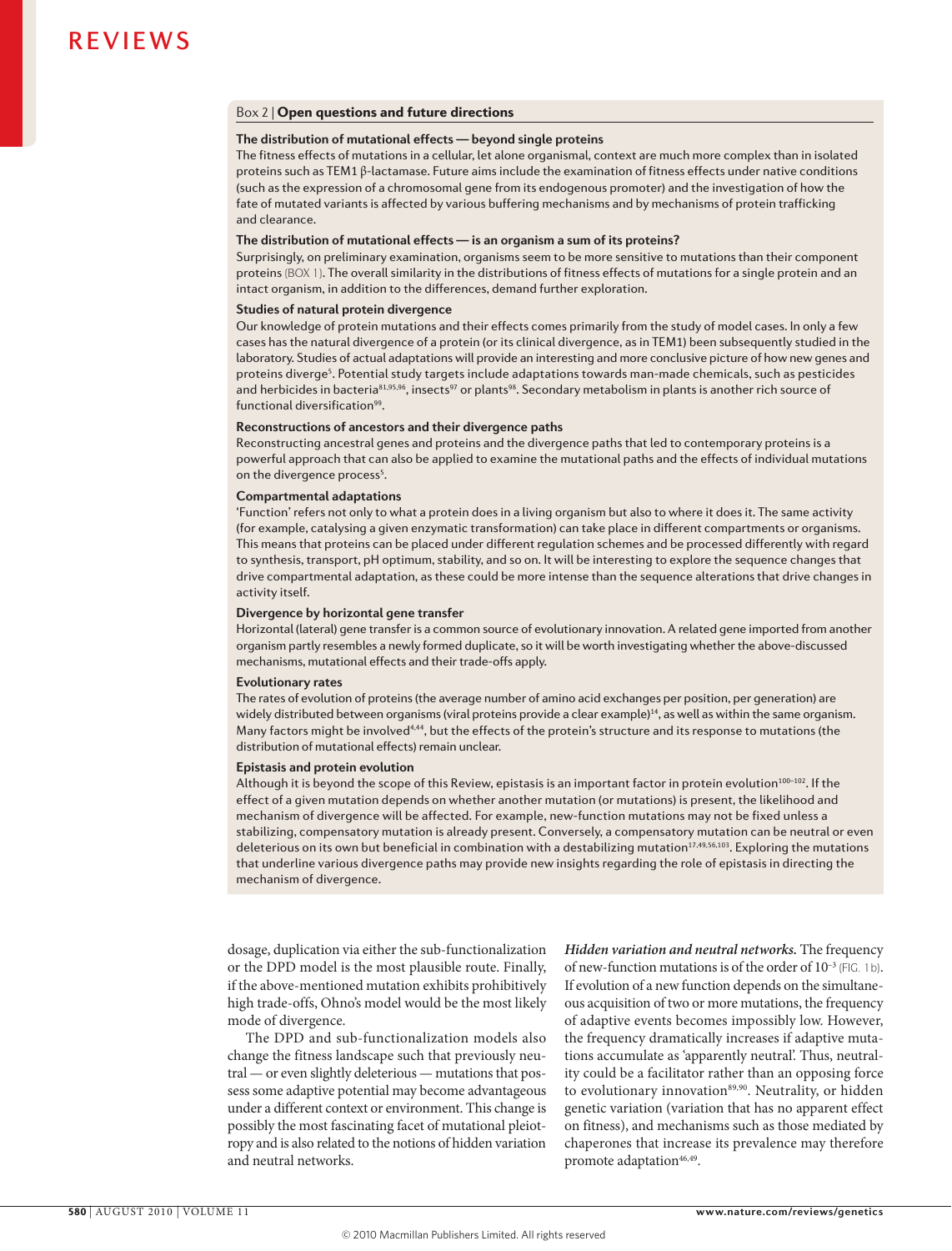## Box 2 | Open questions and future directions

**The distribution of mutational effects — beyond single proteins**

The fitness effects of mutations in a cellular, let alone organismal, context are much more complex than in isolated proteins such as TEM1 β-lactamase. Future aims include the examination of fitness effects under native conditions (such as the expression of a chromosomal gene from its endogenous promoter) and the investigation of how the fate of mutated variants is affected by various buffering mechanisms and by mechanisms of protein trafficking and clearance.

**The distribution of mutational effects — is an organism a sum of its proteins?**

Surprisingly, on preliminary examination, organisms seem to be more sensitive to mutations than their component proteins (BOX 1). The overall similarity in the distributions of fitness effects of mutations for a single protein and an intact organism, in addition to the differences, demand further exploration.

**Studies of natural protein divergence**

Our knowledge of protein mutations and their effects comes primarily from the study of model cases. In only a few cases has the natural divergence of a protein (or its clinical divergence, as in TEM1) been subsequently studied in the laboratory. Studies of actual adaptations will provide an interesting and more conclusive picture of how new genes and proteins diverge[5]. Potential study targets include adaptations towards man-made chemicals, such as pesticides and herbicides in bacteria[81,95,96], insects[97] or plants[98]. Secondary metabolism in plants is another rich source of functional diversification[99].

**Reconstructions of ancestors and their divergence paths**

Reconstructing ancestral genes and proteins and the divergence paths that led to contemporary proteins is a powerful approach that can also be applied to examine the mutational paths and the effects of individual mutations on the divergence process[5].

**Compartmental adaptations**

'Function' refers not only to what a protein does in a living organism but also to where it does it. The same activity (for example, catalysing a given enzymatic transformation) can take place in different compartments or organisms. This means that proteins can be placed under different regulation schemes and be processed differently with regard to synthesis, transport, pH optimum, stability, and so on. It will be interesting to explore the sequence changes that drive compartmental adaptation, as these could be more intense than the sequence alterations that drive changes in activity itself.

**Divergence by horizontal gene transfer**

Horizontal (lateral) gene transfer is a common source of evolutionary innovation. A related gene imported from another organism partly resembles a newly formed duplicate, so it will be worth investigating whether the above-discussed mechanisms, mutational effects and their trade-offs apply.

**Evolutionary rates**

The rates of evolution of proteins (the average number of amino acid exchanges per position, per generation) are widely distributed between organisms (viral proteins provide a clear example)[14], as well as within the same organism. Many factors might be involved[4,44], but the effects of the protein's structure and its response to mutations (the distribution of mutational effects) remain unclear.

**Epistasis and protein evolution**

Although it is beyond the scope of this Review, epistasis is an important factor in protein evolution[100–102]. If the effect of a given mutation depends on whether another mutation (or mutations) is present, the likelihood and mechanism of divergence will be affected. For example, new-function mutations may not be fixed unless a stabilizing, compensatory mutation is already present. Conversely, a compensatory mutation can be neutral or even deleterious on its own but beneficial in combination with a destabilizing mutation[17,49,56,103]. Exploring the mutations that underline various divergence paths may provide new insights regarding the role of epistasis in directing the mechanism of divergence.

---

dosage, duplication via either the sub-functionalization or the DPD model is the most plausible route. Finally, if the above-mentioned mutation exhibits prohibitively high trade-offs, Ohno's model would be the most likely mode of divergence.

The DPD and sub-functionalization models also change the fitness landscape such that previously neutral — or even slightly deleterious — mutations that possess some adaptive potential may become advantageous under a different context or environment. This change is possibly the most fascinating facet of mutational pleiotropy and is also related to the notions of hidden variation and neutral networks.

***Hidden variation and neutral networks.*** The frequency of new-function mutations is of the order of $10^{-3}$ (FIG. 1b). If evolution of a new function depends on the simultaneous acquisition of two or more mutations, the frequency of adaptive events becomes impossibly low. However, the frequency dramatically increases if adaptive mutations accumulate as 'apparently neutral'. Thus, neutrality could be a facilitator rather than an opposing force to evolutionary innovation[89,90]. Neutrality, or hidden genetic variation (variation that has no apparent effect on fitness), and mechanisms such as those mediated by chaperones that increase its prevalence may therefore promote adaptation[46,49].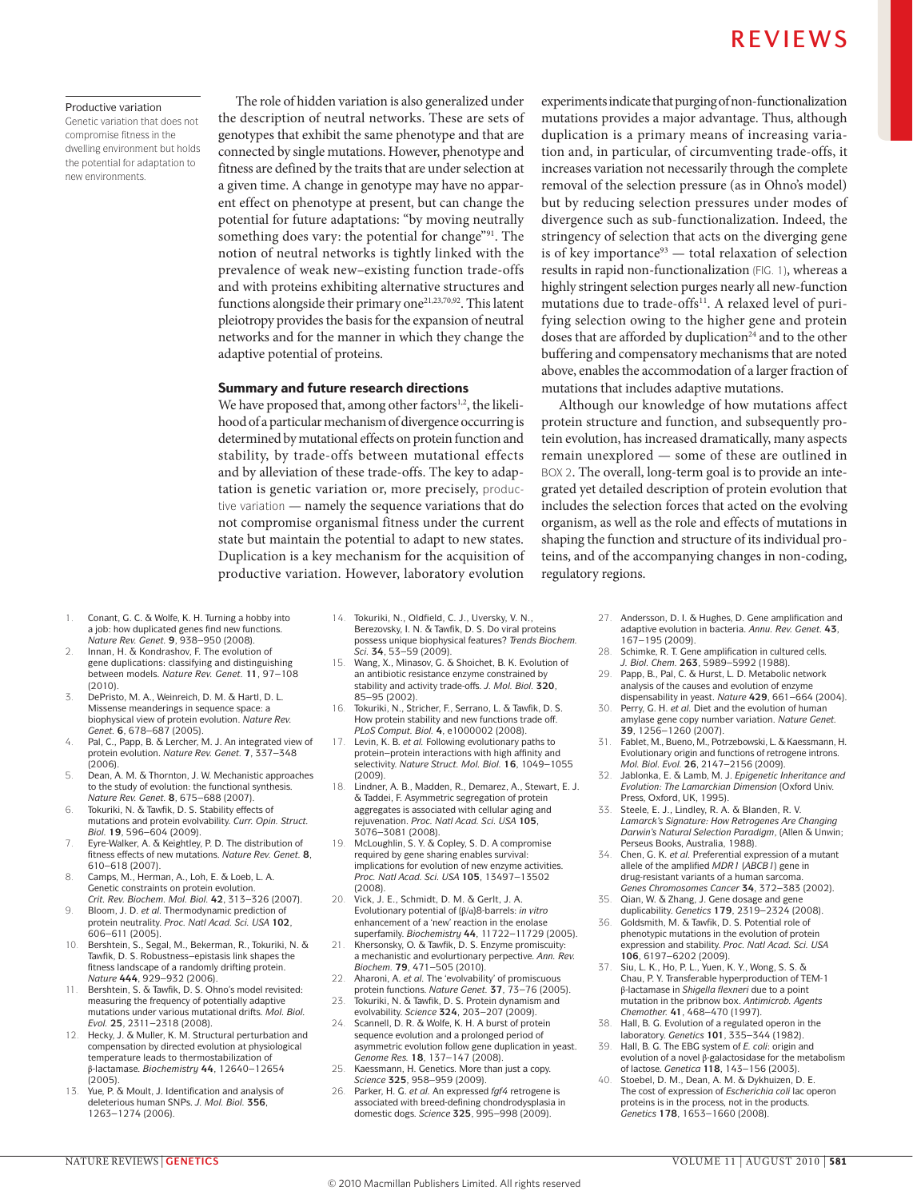**Productive variation**
Genetic variation that does not compromise fitness in the dwelling environment but holds the potential for adaptation to new environments.

The role of hidden variation is also generalized under the description of neutral networks. These are sets of genotypes that exhibit the same phenotype and that are connected by single mutations. However, phenotype and fitness are defined by the traits that are under selection at a given time. A change in genotype may have no apparent effect on phenotype at present, but can change the potential for future adaptations: "by moving neutrally something does vary: the potential for change"[91]. The notion of neutral networks is tightly linked with the prevalence of weak new–existing function trade-offs and with proteins exhibiting alternative structures and functions alongside their primary one[21,23,70,92]. This latent pleiotropy provides the basis for the expansion of neutral networks and for the manner in which they change the adaptive potential of proteins.

## Summary and future research directions

We have proposed that, among other factors[1,2], the likelihood of a particular mechanism of divergence occurring is determined by mutational effects on protein function and stability, by trade-offs between mutational effects and by alleviation of these trade-offs. The key to adaptation is genetic variation or, more precisely, productive variation — namely the sequence variations that do not compromise organismal fitness under the current state but maintain the potential to adapt to new states. Duplication is a key mechanism for the acquisition of productive variation. However, laboratory evolution experiments indicate that purging of non-functionalization mutations provides a major advantage. Thus, although duplication is a primary means of increasing variation and, in particular, of circumventing trade-offs, it increases variation not necessarily through the complete removal of the selection pressure (as in Ohno's model) but by reducing selection pressures under modes of divergence such as sub-functionalization. Indeed, the stringency of selection that acts on the diverging gene is of key importance[93] — total relaxation of selection results in rapid non-functionalization (FIG. 1), whereas a highly stringent selection purges nearly all new-function mutations due to trade-offs[11]. A relaxed level of purifying selection owing to the higher gene and protein doses that are afforded by duplication[24] and to the other buffering and compensatory mechanisms that are noted above, enables the accommodation of a larger fraction of mutations that includes adaptive mutations.

Although our knowledge of how mutations affect protein structure and function, and subsequently protein evolution, has increased dramatically, many aspects remain unexplored — some of these are outlined in BOX 2. The overall, long-term goal is to provide an integrated yet detailed description of protein evolution that includes the selection forces that acted on the evolving organism, as well as the role and effects of mutations in shaping the function and structure of its individual proteins, and of the accompanying changes in non-coding, regulatory regions.

1. Conant, G. C. & Wolfe, K. H. Turning a hobby into a job: how duplicated genes find new functions. *Nature Rev. Genet.* **9**, 938–950 (2008).
2. Innan, H. & Kondrashov, F. The evolution of gene duplications: classifying and distinguishing between models. *Nature Rev. Genet.* **11**, 97–108 (2010).
3. DePristo, M. A., Weinreich, D. M. & Hartl, D. L. Missense meanderings in sequence space: a biophysical view of protein evolution. *Nature Rev. Genet.* **6**, 678–687 (2005).
4. Pal, C., Papp, B. & Lercher, M. J. An integrated view of protein evolution. *Nature Rev. Genet.* **7**, 337–348 (2006).
5. Dean, A. M. & Thornton, J. W. Mechanistic approaches to the study of evolution: the functional synthesis. *Nature Rev. Genet.* **8**, 675–688 (2007).
6. Tokuriki, N. & Tawfik, D. S. Stability effects of mutations and protein evolvability. *Curr. Opin. Struct. Biol.* **19**, 596–604 (2009).
7. Eyre-Walker, A. & Keightley, P. D. The distribution of fitness effects of new mutations. *Nature Rev. Genet.* **8**, 610–618 (2007).
8. Camps, M., Herman, A., Loh, E. & Loeb, L. A. Genetic constraints on protein evolution. *Crit. Rev. Biochem. Mol. Biol.* **42**, 313–326 (2007).
9. Bloom, J. D. *et al.* Thermodynamic prediction of protein neutrality. *Proc. Natl Acad. Sci. USA* **102**, 606–611 (2005).
10. Bershtein, S., Segal, M., Bekerman, R., Tokuriki, N. & Tawfik, D. S. Robustness–epistasis link shapes the fitness landscape of a randomly drifting protein. *Nature* **444**, 929–932 (2006).
11. Bershtein, S. & Tawfik, D. S. Ohno's model revisited: measuring the frequency of potentially adaptive mutations under various mutational drifts. *Mol. Biol. Evol.* **25**, 2311–2318 (2008).
12. Hecky, J. & Muller, K. M. Structural perturbation and compensation by directed evolution at physiological temperature leads to thermostabilization of β-lactamase. *Biochemistry* **44**, 12640–12654 (2005).
13. Yue, P. & Moult, J. Identification and analysis of deleterious human SNPs. *J. Mol. Biol.* **356**, 1263–1274 (2006).
14. Tokuriki, N., Oldfield, C. J., Uversky, V. N., Berezovsky, I. N. & Tawfik, D. S. Do viral proteins possess unique biophysical features? *Trends Biochem. Sci.* **34**, 53–59 (2009).
15. Wang, X., Minasov, G. & Shoichet, B. K. Evolution of an antibiotic resistance enzyme constrained by stability and activity trade-offs. *J. Mol. Biol.* **320**, 85–95 (2002).
16. Tokuriki, N., Stricher, F., Serrano, L. & Tawfik, D. S. How protein stability and new functions trade off. *PLoS Comput. Biol.* **4**, e1000002 (2008).
17. Levin, K. B. *et al.* Following evolutionary paths to protein–protein interactions with high affinity and selectivity. *Nature Struct. Mol. Biol.* **16**, 1049–1055 (2009).
18. Lindner, A. B., Madden, R., Demarez, A., Stewart, E. J. & Taddei, F. Asymmetric segregation of protein aggregates is associated with cellular aging and rejuvenation. *Proc. Natl Acad. Sci. USA* **105**, 3076–3081 (2008).
19. McLoughlin, S. Y. & Copley, S. D. A compromise required by gene sharing enables survival: implications for evolution of new enzyme activities. *Proc. Natl Acad. Sci. USA* **105**, 13497–13502 (2008).
20. Vick, J. E., Schmidt, D. M. & Gerlt, J. A. Evolutionary potential of (β/α)8-barrels: *in vitro* enhancement of a 'new' reaction in the enolase superfamily. *Biochemistry* **44**, 11722–11729 (2005).
21. Khersonsky, O. & Tawfik, D. S. Enzyme promiscuity: a mechanistic and evolutionary perspective. *Annu. Rev. Biochem.* **79**, 471–505 (2010).
22. Aharoni, A. *et al.* The 'evolvability' of promiscuous protein functions. *Nature Genet.* **37**, 73–76 (2005).
23. Tokuriki, N. & Tawfik, D. S. Protein dynamism and evolvability. *Science* **324**, 203–207 (2009).
24. Scannell, D. R. & Wolfe, K. H. A burst of protein sequence evolution and a prolonged period of asymmetric evolution follow gene duplication in yeast. *Genome Res.* **18**, 137–147 (2008).
25. Kaessmann, H. Genetics. More than just a copy. *Science* **325**, 958–959 (2009).
26. Parker, H. G. *et al.* An expressed *fgf4* retrogene is associated with breed-defining chondrodysplasia in domestic dogs. *Science* **325**, 995–998 (2009).
27. Andersson, D. I. & Hughes, D. Gene amplification and adaptive evolution in bacteria. *Annu. Rev. Genet.* **43**, 167–195 (2009).
28. Schimke, R. T. Gene amplification in cultured cells. *J. Biol. Chem.* **263**, 5989–5992 (1988).
29. Papp, B., Pal, C. & Hurst, L. D. Metabolic network analysis of the causes and evolution of enzyme dispensability in yeast. *Nature* **429**, 661–664 (2004).
30. Perry, G. H. *et al.* Diet and the evolution of human amylase gene copy number variation. *Nature Genet.* **39**, 1256–1260 (2007).
31. Fablet, M., Bueno, M., Potrzebowski, L. & Kaessmann, H. Evolutionary origin and functions of retrogene introns. *Mol. Biol. Evol.* **26**, 2147–2156 (2009).
32. Jablonka, E. & Lamb, M. J. *Epigenetic Inheritance and Evolution: The Lamarckian Dimension* (Oxford Univ. Press, Oxford, UK, 1995).
33. Steele, E. J., Lindley, R. A. & Blanden, R. V. *Lamarck's Signature: How Retrogenes Are Changing Darwin's Natural Selection Paradigm*, (Allen & Unwin; Perseus Books, Australia, 1988).
34. Chen, G. K. *et al.* Preferential expression of a mutant allele of the amplified *MDR1* (*ABCB1*) gene in drug-resistant variants of a human sarcoma. *Genes Chromosomes Cancer* **34**, 372–383 (2002).
35. Qian, W. & Zhang, J. Gene dosage and gene duplicability. *Genetics* **179**, 2319–2324 (2008).
36. Goldsmith, M. & Tawfik, D. S. Potential role of phenotypic mutations in the evolution of protein expression and stability. *Proc. Natl Acad. Sci. USA* **106**, 6197–6202 (2009).
37. Siu, L. K., Ho, P. L., Yuen, K. Y., Wong, S. S. & Chau, P. Y. Transferable hyperproduction of TEM-1 β-lactamase in *Shigella flexneri* due to a point mutation in the pribnow box. *Antimicrob. Agents Chemother.* **41**, 468–470 (1997).
38. Hall, B. G. Evolution of a regulated operon in the laboratory. *Genetics* **101**, 335–344 (1982).
39. Hall, B. G. The EBG system of *E. coli*: origin and evolution of a novel β-galactosidase for the metabolism of lactose. *Genetica* **118**, 143–156 (2003).
40. Stoebel, D. M., Dean, A. M. & Dykhuizen, D. E. The cost of expression of *Escherichia coli* lac operon proteins is in the process, not in the products. *Genetics* **178**, 1653–1660 (2008).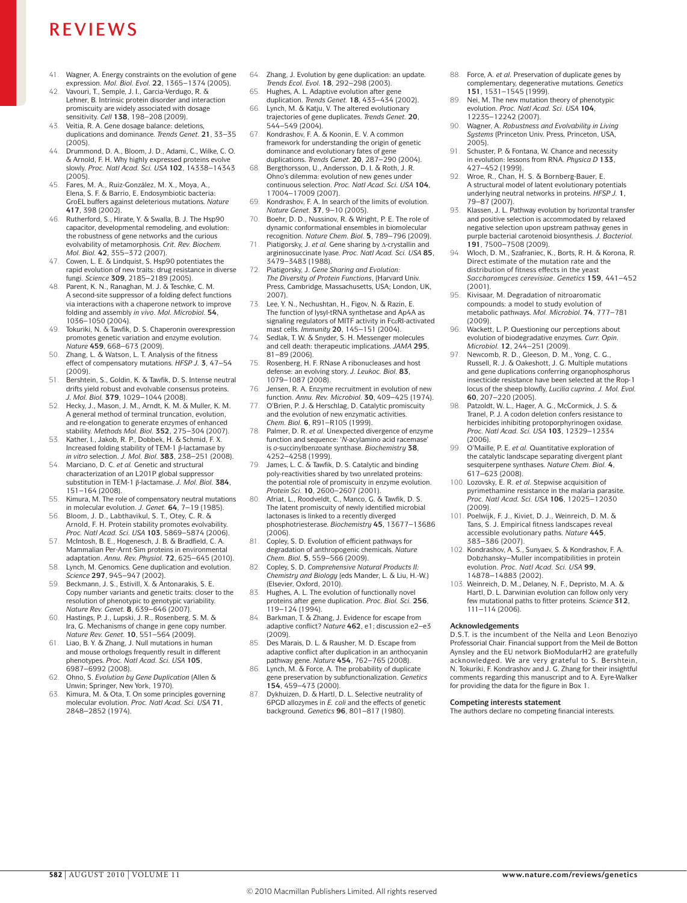41. Wagner, A. Energy constraints on the evolution of gene expression. *Mol. Biol. Evol.* **22**, 1365–1374 (2005).
42. Vavouri, T., Semple, J. I., Garcia-Verdugo, R. & Lehner, B. Intrinsic protein disorder and interaction promiscuity are widely associated with dosage sensitivity. *Cell* **138**, 198–208 (2009).
43. Veitia, R. A. Gene dosage balance: deletions, duplications and dominance. *Trends Genet.* **21**, 33–35 (2005).
44. Drummond, D. A., Bloom, J. D., Adami, C., Wilke, C. O. & Arnold, F. H. Why highly expressed proteins evolve slowly. *Proc. Natl Acad. Sci. USA* **102**, 14338–14343 (2005).
45. Fares, M. A., Ruiz-González, M. X., Moya, A., Elena, S. F. & Barrio, E. Endosymbiotic bacteria: GroEL buffers against deleterious mutations. *Nature* **417**, 398 (2002).
46. Rutherford, S., Hirate, Y. & Swalla, B. J. The Hsp90 capacitor, developmental remodeling, and evolution: the robustness of gene networks and the curious evolvability of metamorphosis. *Crit. Rev. Biochem. Mol. Biol.* **42**, 355–372 (2007).
47. Cowen, L. E. & Lindquist, S. Hsp90 potentiates the rapid evolution of new traits: drug resistance in diverse fungi. *Science* **309**, 2185–2189 (2005).
48. Parent, K. N., Ranaghan, M. J. & Teschke, C. M. A second-site suppressor of a folding defect functions via interactions with a chaperone network to improve folding and assembly *in vivo*. *Mol. Microbiol.* **54**, 1036–1050 (2004).
49. Tokuriki, N. & Tawfik, D. S. Chaperonin overexpression promotes genetic variation and enzyme evolution. *Nature* **459**, 668–673 (2009).
50. Zhang, L. & Watson, L. T. Analysis of the fitness effect of compensatory mutations. *HFSP J.* **3**, 47–54 (2009).
51. Bershtein, S., Goldin, K. & Tawfik, D. S. Intense neutral drifts yield robust and evolvable consensus proteins. *J. Mol. Biol.* **379**, 1029–1044 (2008).
52. Hecky, J., Mason, J. M., Arndt, K. M. & Muller, K. M. A general method of terminal truncation, evolution, and re-elongation to generate enzymes of enhanced stability. *Methods Mol. Biol.* **352**, 275–304 (2007).
53. Kather, I., Jakob, R. P., Dobbek, H. & Schmid, F. X. Increased folding stability of TEM-1 β-lactamase by *in vitro* selection. *J. Mol. Biol.* **383**, 238–251 (2008).
54. Marciano, D. C. *et al.* Genetic and structural characterization of an L201P global suppressor substitution in TEM-1 β-lactamase. *J. Mol. Biol.* **384**, 151–164 (2008).
55. Kimura, M. The role of compensatory neutral mutations in molecular evolution. *J. Genet.* **64**, 7–19 (1985).
56. Bloom, J. D., Labthavikul, S. T., Otey, C. R. & Arnold, F. H. Protein stability promotes evolvability. *Proc. Natl Acad. Sci. USA* **103**, 5869–5874 (2006).
57. McIntosh, B. E., Hogenesch, J. B. & Bradfield, C. A. Mammalian Per-Arnt-Sim proteins in environmental adaptation. *Annu. Rev. Physiol.* **72**, 625–645 (2010).
58. Lynch, M. Genomics. Gene duplication and evolution. *Science* **297**, 945–947 (2002).
59. Beckmann, J. S., Estivill, X. & Antonarakis, S. E. Copy number variants and genetic traits: closer to the resolution of phenotypic to genotypic variability. *Nature Rev. Genet.* **8**, 639–646 (2007).
60. Hastings, P. J., Lupski, J. R., Rosenberg, S. M. & Ira, G. Mechanisms of change in gene copy number. *Nature Rev. Genet.* **10**, 551–564 (2009).
61. Liao, B. Y. & Zhang, J. Null mutations in human and mouse orthologs frequently result in different phenotypes. *Proc. Natl Acad. Sci. USA* **105**, 6987–6992 (2008).
62. Ohno, S. *Evolution by Gene Duplication* (Allen & Unwin; Springer, New York, 1970).
63. Kimura, M. & Ota, T. On some principles governing molecular evolution. *Proc. Natl Acad. Sci. USA* **71**, 2848–2852 (1974).
64. Zhang, J. Evolution by gene duplication: an update. *Trends Ecol. Evol.* **18**, 292–298 (2003).
65. Hughes, A. L. Adaptive evolution after gene duplication. *Trends Genet.* **18**, 433–434 (2002).
66. Lynch, M. & Katju, V. The altered evolutionary trajectories of gene duplicates. *Trends Genet.* **20**, 544–549 (2004).
67. Kondrashov, F. A. & Koonin, E. V. A common framework for understanding the origin of genetic dominance and evolutionary fates of gene duplications. *Trends Genet.* **20**, 287–290 (2004).
68. Bergthorsson, U., Andersson, D. I. & Roth, J. R. Ohno's dilemma: evolution of new genes under continuous selection. *Proc. Natl Acad. Sci. USA* **104**, 17004–17009 (2007).
69. Kondrashov, F. A. In search of the limits of evolution. *Nature Genet.* **37**, 9–10 (2005).
70. Boehr, D. D., Nussinov, R. & Wright, P. E. The role of dynamic conformational ensembles in biomolecular recognition. *Nature Chem. Biol.* **5**, 789–796 (2009).
71. Piatigorsky, J. *et al.* Gene sharing by Δ-crystallin and argininosuccinate lyase. *Proc. Natl Acad. Sci. USA* **85**, 3479–3483 (1988).
72. Piatigorsky, J. *Gene Sharing and Evolution: The Diversity of Protein Functions*, (Harvard Univ. Press, Cambridge, Massachusetts, USA; London, UK, 2007).
73. Lee, Y. N., Nechushtan, H., Figov, N. & Razin, E. The function of lysyl-tRNA synthetase and Ap4A as signaling regulators of MITF activity in FcεRI-activated mast cells. *Immunity* **20**, 145–151 (2004).
74. Sedlak, T. W. & Snyder, S. H. Messenger molecules and cell death: therapeutic implications. *JAMA* **295**, 81–89 (2006).
75. Rosenberg, H. F. RNase A ribonucleases and host defense: an evolving story. *J. Leukoc. Biol.* **83**, 1079–1087 (2008).
76. Jensen, R. A. Enzyme recruitment in evolution of new function. *Annu. Rev. Microbiol.* **30**, 409–425 (1974).
77. O'Brien, P. J. & Herschlag, D. Catalytic promiscuity and the evolution of new enzymatic activities. *Chem. Biol.* **6**, R91–R105 (1999).
78. Palmer, D. R. *et al.* Unexpected divergence of enzyme function and sequence: '*N*-acylamino acid racemase' is *o*-succinylbenzoate synthase. *Biochemistry* **38**, 4252–4258 (1999).
79. James, L. C. & Tawfik, D. S. Catalytic and binding poly-reactivities shared by two unrelated proteins: the potential role of promiscuity in enzyme evolution. *Protein Sci.* **10**, 2600–2607 (2001).
80. Afriat, L., Roodveldt, C., Manco, G. & Tawfik, D. S. The latent promiscuity of newly identified microbial lactonases is linked to a recently diverged phosphotriesterase. *Biochemistry* **45**, 13677–13686 (2006).
81. Copley, S. D. Evolution of efficient pathways for degradation of anthropogenic chemicals. *Nature Chem. Biol.* **5**, 559–566 (2009).
82. Copley, S. D. *Comprehensive Natural Products II: Chemistry and Biology* (eds Mander, L. & Liu, H.-W.) (Elsevier, Oxford, 2010).
83. Hughes, A. L. The evolution of functionally novel proteins after gene duplication. *Proc. Biol. Sci.* **256**, 119–124 (1994).
84. Barkman, T. & Zhang, J. Evidence for escape from adaptive conflict? *Nature* **462**, e1; discussion e2–e3 (2009).
85. Des Marais, D. L. & Rausher, M. D. Escape from adaptive conflict after duplication in an anthocyanin pathway gene. *Nature* **454**, 762–765 (2008).
86. Lynch, M. & Force, A. The probability of duplicate gene preservation by subfunctionalization. *Genetics* **154**, 459–473 (2000).
87. Dykhuizen, D. & Hartl, D. L. Selective neutrality of 6PGD allozymes in *E. coli* and the effects of genetic background. *Genetics* **96**, 801–817 (1980).
88. Force, A. *et al.* Preservation of duplicate genes by complementary, degenerative mutations. *Genetics* **151**, 1531–1545 (1999).
89. Nei, M. The new mutation theory of phenotypic evolution. *Proc. Natl Acad. Sci. USA* **104**, 12235–12242 (2007).
90. Wagner, A. *Robustness and Evolvability in Living Systems* (Princeton Univ. Press, Princeton, USA, 2005).
91. Schuster, P. & Fontana, W. Chance and necessity in evolution: lessons from RNA. *Physica D* **133**, 427–452 (1999).
92. Wroe, R., Chan, H. S. & Bornberg-Bauer, E. A structural model of latent evolutionary potentials underlying neutral networks in proteins. *HFSP J.* **1**, 79–87 (2007).
93. Klassen, J. L. Pathway evolution by horizontal transfer and positive selection is accommodated by relaxed negative selection upon upstream pathway genes in purple bacterial carotenoid biosynthesis. *J. Bacteriol.* **191**, 7500–7508 (2009).
94. Wloch, D. M., Szafraniec, K., Borts, R. H. & Korona, R. Direct estimate of the mutation rate and the distribution of fitness effects in the yeast *Saccharomyces cerevisiae*. *Genetics* **159**, 441–452 (2001).
95. Kivisaar, M. Degradation of nitroaromatic compounds: a model to study evolution of metabolic pathways. *Mol. Microbiol.* **74**, 777–781 (2009).
96. Wackett, L. P. Questioning our perceptions about evolution of biodegradative enzymes. *Curr. Opin. Microbiol.* **12**, 244–251 (2009).
97. Newcomb, R. D., Gleeson, D. M., Yong, C. G., Russell, R. J. & Oakeshott, J. G. Multiple mutations and gene duplications conferring organophosphorus insecticide resistance have been selected at the Rop-1 locus of the sheep blowfly, *Lucilia cuprina*. *J. Mol. Evol.* **60**, 207–220 (2005).
98. Patzoldt, W. L., Hager, A. G., McCormick, J. S. & Tranel, P. J. A codon deletion confers resistance to herbicides inhibiting protoporphyrinogen oxidase. *Proc. Natl Acad. Sci. USA* **103**, 12329–12334 (2006).
99. O'Maille, P. E. *et al.* Quantitative exploration of the catalytic landscape separating divergent plant sesquiterpene synthases. *Nature Chem. Biol.* **4**, 617–623 (2008).
100. Lozovsky, E. R. *et al.* Stepwise acquisition of pyrimethamine resistance in the malaria parasite. *Proc. Natl Acad. Sci. USA* **106**, 12025–12030 (2009).
101. Poelwijk, F. J., Kiviet, D. J., Weinreich, D. M. & Tans, S. J. Empirical fitness landscapes reveal accessible evolutionary paths. *Nature* **445**, 383–386 (2007).
102. Kondrashov, A. S., Sunyaev, S. & Kondrashov, F. A. Dobzhansky–Muller incompatibilities in protein evolution. *Proc. Natl Acad. Sci. USA* **99**, 14878–14883 (2002).
103. Weinreich, D. M., Delaney, N. F., Depristo, M. A. & Hartl, D. L. Darwinian evolution can follow only very few mutational paths to fitter proteins. *Science* **312**, 111–114 (2006).

### Acknowledgements

D.S.T. is the incumbent of the Nella and Leon Benoziyo Professorial Chair. Financial support from the Meil de Botton Aynsley and the EU network BioModularH2 are gratefully acknowledged. We are very grateful to S. Bershtein, N. Tokuriki, F. Kondrashov and J. G. Zhang for their insightful comments regarding this manuscript and to A. Eyre-Walker for providing the data for the figure in Box 1.

### Competing interests statement

The authors declare no competing financial interests.